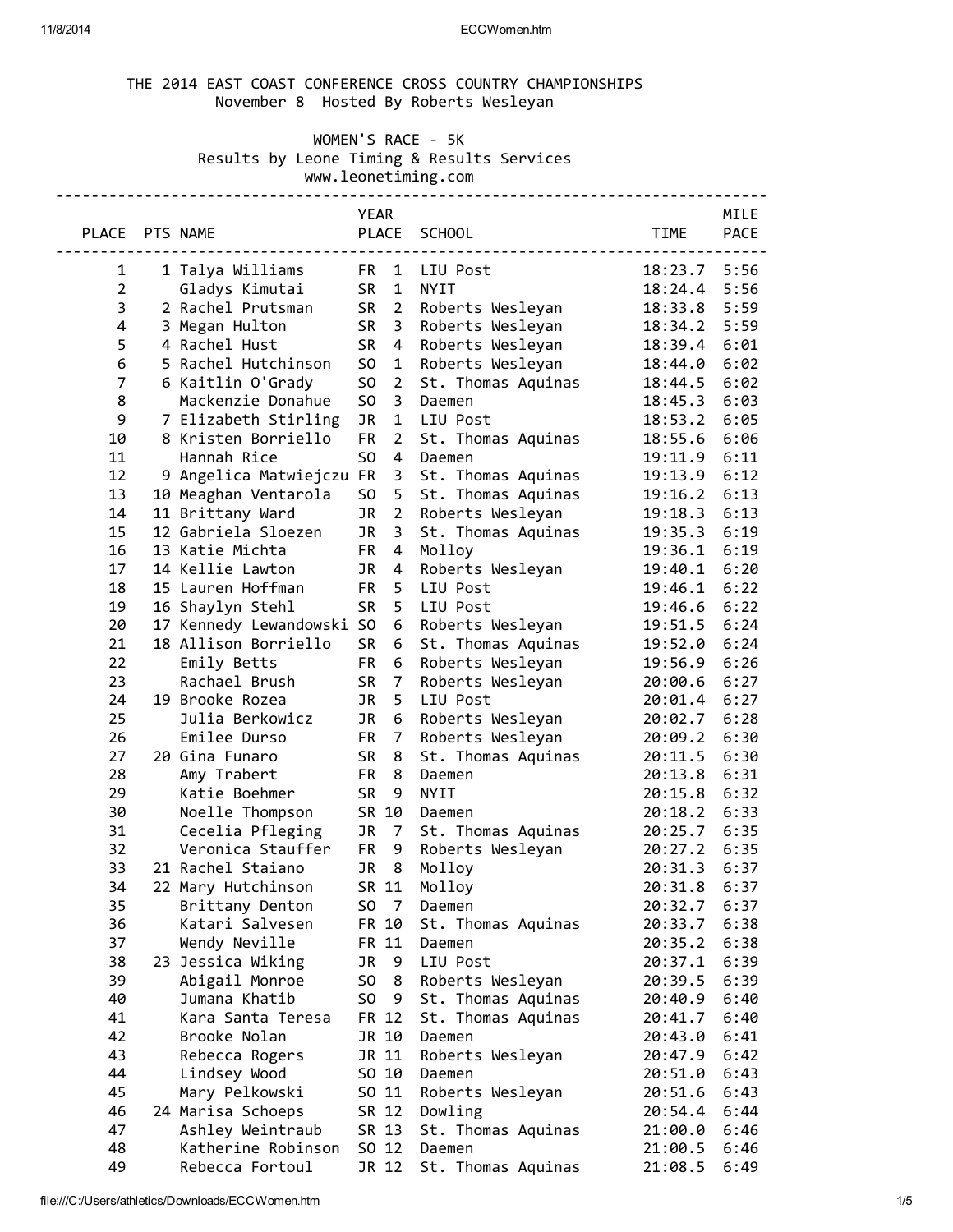# THE 2014 EAST COAST CONFERENCE CROSS COUNTRY CHAMPIONSHIPS

November 8 Hosted By Roberts Wesleyan

## WOMEN'S RACE - 5K

Results by Leone Timing & Results Services
www.leonetiming.com

| PLACE | PTS | NAME | YEAR | PLACE | SCHOOL | TIME | MILE PACE |
|---|---|---|---|---|---|---|---|
| 1 | 1 | Talya Williams | FR | 1 | LIU Post | 18:23.7 | 5:56 |
| 2 | | Gladys Kimutai | SR | 1 | NYIT | 18:24.4 | 5:56 |
| 3 | 2 | Rachel Prutsman | SR | 2 | Roberts Wesleyan | 18:33.8 | 5:59 |
| 4 | 3 | Megan Hulton | SR | 3 | Roberts Wesleyan | 18:34.2 | 5:59 |
| 5 | 4 | Rachel Hust | SR | 4 | Roberts Wesleyan | 18:39.4 | 6:01 |
| 6 | 5 | Rachel Hutchinson | SO | 1 | Roberts Wesleyan | 18:44.0 | 6:02 |
| 7 | 6 | Kaitlin O'Grady | SO | 2 | St. Thomas Aquinas | 18:44.5 | 6:02 |
| 8 | | Mackenzie Donahue | SO | 3 | Daemen | 18:45.3 | 6:03 |
| 9 | 7 | Elizabeth Stirling | JR | 1 | LIU Post | 18:53.2 | 6:05 |
| 10 | 8 | Kristen Borriello | FR | 2 | St. Thomas Aquinas | 18:55.6 | 6:06 |
| 11 | | Hannah Rice | SO | 4 | Daemen | 19:11.9 | 6:11 |
| 12 | 9 | Angelica Matwiejczu | FR | 3 | St. Thomas Aquinas | 19:13.9 | 6:12 |
| 13 | 10 | Meaghan Ventarola | SO | 5 | St. Thomas Aquinas | 19:16.2 | 6:13 |
| 14 | 11 | Brittany Ward | JR | 2 | Roberts Wesleyan | 19:18.3 | 6:13 |
| 15 | 12 | Gabriela Sloezen | JR | 3 | St. Thomas Aquinas | 19:35.3 | 6:19 |
| 16 | 13 | Katie Michta | FR | 4 | Molloy | 19:36.1 | 6:19 |
| 17 | 14 | Kellie Lawton | JR | 4 | Roberts Wesleyan | 19:40.1 | 6:20 |
| 18 | 15 | Lauren Hoffman | FR | 5 | LIU Post | 19:46.1 | 6:22 |
| 19 | 16 | Shaylyn Stehl | SR | 5 | LIU Post | 19:46.6 | 6:22 |
| 20 | 17 | Kennedy Lewandowski | SO | 6 | Roberts Wesleyan | 19:51.5 | 6:24 |
| 21 | 18 | Allison Borriello | SR | 6 | St. Thomas Aquinas | 19:52.0 | 6:24 |
| 22 | | Emily Betts | FR | 6 | Roberts Wesleyan | 19:56.9 | 6:26 |
| 23 | | Rachael Brush | SR | 7 | Roberts Wesleyan | 20:00.6 | 6:27 |
| 24 | 19 | Brooke Rozea | JR | 5 | LIU Post | 20:01.4 | 6:27 |
| 25 | | Julia Berkowicz | JR | 6 | Roberts Wesleyan | 20:02.7 | 6:28 |
| 26 | | Emilee Durso | FR | 7 | Roberts Wesleyan | 20:09.2 | 6:30 |
| 27 | 20 | Gina Funaro | SR | 8 | St. Thomas Aquinas | 20:11.5 | 6:30 |
| 28 | | Amy Trabert | FR | 8 | Daemen | 20:13.8 | 6:31 |
| 29 | | Katie Boehmer | SR | 9 | NYIT | 20:15.8 | 6:32 |
| 30 | | Noelle Thompson | SR | 10 | Daemen | 20:18.2 | 6:33 |
| 31 | | Cecelia Pfleging | JR | 7 | St. Thomas Aquinas | 20:25.7 | 6:35 |
| 32 | | Veronica Stauffer | FR | 9 | Roberts Wesleyan | 20:27.2 | 6:35 |
| 33 | 21 | Rachel Staiano | JR | 8 | Molloy | 20:31.3 | 6:37 |
| 34 | 22 | Mary Hutchinson | SR | 11 | Molloy | 20:31.8 | 6:37 |
| 35 | | Brittany Denton | SO | 7 | Daemen | 20:32.7 | 6:37 |
| 36 | | Katari Salvesen | FR | 10 | St. Thomas Aquinas | 20:33.7 | 6:38 |
| 37 | | Wendy Neville | FR | 11 | Daemen | 20:35.2 | 6:38 |
| 38 | 23 | Jessica Wiking | JR | 9 | LIU Post | 20:37.1 | 6:39 |
| 39 | | Abigail Monroe | SO | 8 | Roberts Wesleyan | 20:39.5 | 6:39 |
| 40 | | Jumana Khatib | SO | 9 | St. Thomas Aquinas | 20:40.9 | 6:40 |
| 41 | | Kara Santa Teresa | FR | 12 | St. Thomas Aquinas | 20:41.7 | 6:40 |
| 42 | | Brooke Nolan | JR | 10 | Daemen | 20:43.0 | 6:41 |
| 43 | | Rebecca Rogers | JR | 11 | Roberts Wesleyan | 20:47.9 | 6:42 |
| 44 | | Lindsey Wood | SO | 10 | Daemen | 20:51.0 | 6:43 |
| 45 | | Mary Pelkowski | SO | 11 | Roberts Wesleyan | 20:51.6 | 6:43 |
| 46 | 24 | Marisa Schoeps | SR | 12 | Dowling | 20:54.4 | 6:44 |
| 47 | | Ashley Weintraub | SR | 13 | St. Thomas Aquinas | 21:00.0 | 6:46 |
| 48 | | Katherine Robinson | SO | 12 | Daemen | 21:00.5 | 6:46 |
| 49 | | Rebecca Fortoul | JR | 12 | St. Thomas Aquinas | 21:08.5 | 6:49 |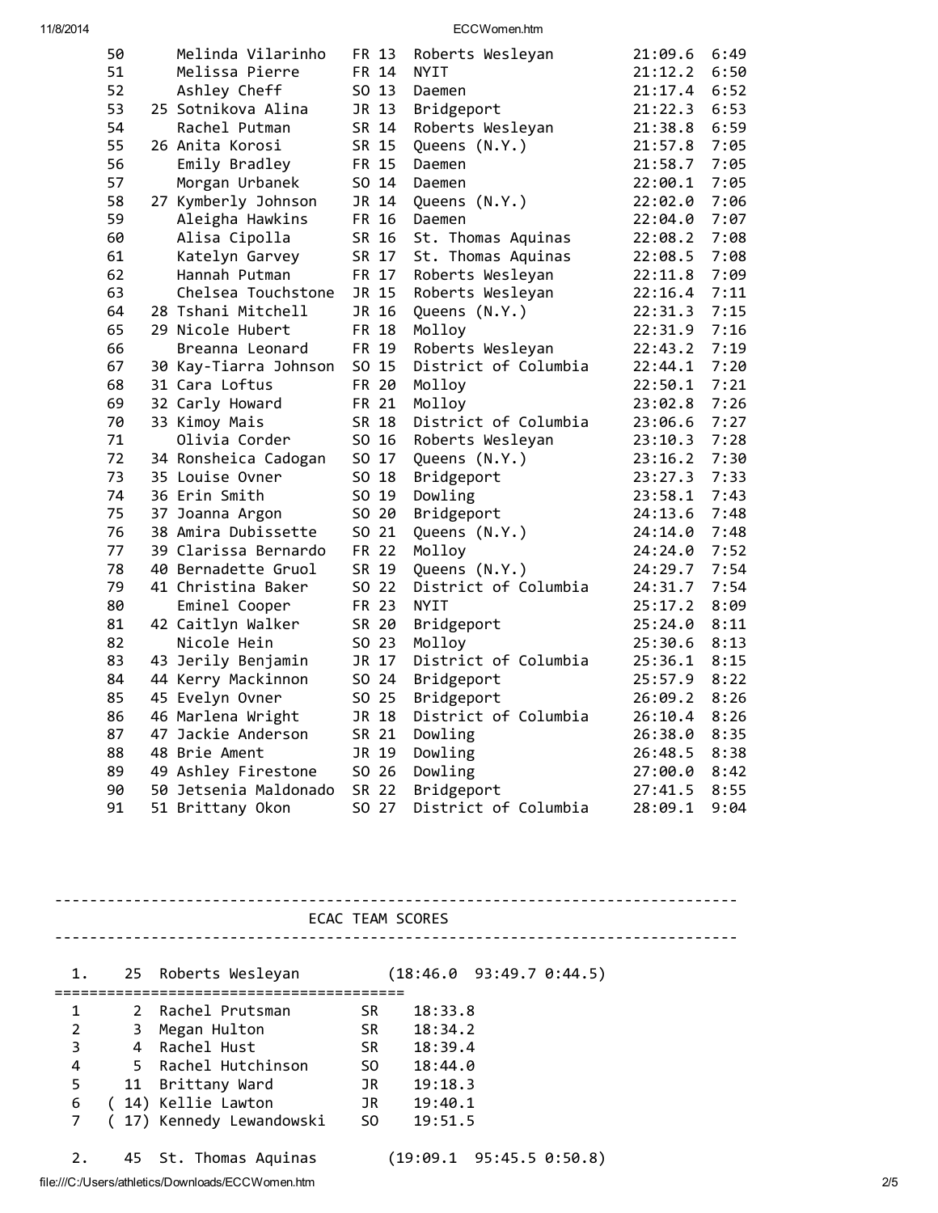| Place | Team Place | Name | Yr | # | Team | Time | Pace |
|---|---|---|---|---|---|---|---|
| 50 | | Melinda Vilarinho | FR | 13 | Roberts Wesleyan | 21:09.6 | 6:49 |
| 51 | | Melissa Pierre | FR | 14 | NYIT | 21:12.2 | 6:50 |
| 52 | | Ashley Cheff | SO | 13 | Daemen | 21:17.4 | 6:52 |
| 53 | 25 | Sotnikova Alina | JR | 13 | Bridgeport | 21:22.3 | 6:53 |
| 54 | | Rachel Putman | SR | 14 | Roberts Wesleyan | 21:38.8 | 6:59 |
| 55 | 26 | Anita Korosi | SR | 15 | Queens (N.Y.) | 21:57.8 | 7:05 |
| 56 | | Emily Bradley | FR | 15 | Daemen | 21:58.7 | 7:05 |
| 57 | | Morgan Urbanek | SO | 14 | Daemen | 22:00.1 | 7:05 |
| 58 | 27 | Kymberly Johnson | JR | 14 | Queens (N.Y.) | 22:02.0 | 7:06 |
| 59 | | Aleigha Hawkins | FR | 16 | Daemen | 22:04.0 | 7:07 |
| 60 | | Alisa Cipolla | SR | 16 | St. Thomas Aquinas | 22:08.2 | 7:08 |
| 61 | | Katelyn Garvey | SR | 17 | St. Thomas Aquinas | 22:08.5 | 7:08 |
| 62 | | Hannah Putman | FR | 17 | Roberts Wesleyan | 22:11.8 | 7:09 |
| 63 | | Chelsea Touchstone | JR | 15 | Roberts Wesleyan | 22:16.4 | 7:11 |
| 64 | 28 | Tshani Mitchell | JR | 16 | Queens (N.Y.) | 22:31.3 | 7:15 |
| 65 | 29 | Nicole Hubert | FR | 18 | Molloy | 22:31.9 | 7:16 |
| 66 | | Breanna Leonard | FR | 19 | Roberts Wesleyan | 22:43.2 | 7:19 |
| 67 | 30 | Kay-Tiarra Johnson | SO | 15 | District of Columbia | 22:44.1 | 7:20 |
| 68 | 31 | Cara Loftus | FR | 20 | Molloy | 22:50.1 | 7:21 |
| 69 | 32 | Carly Howard | FR | 21 | Molloy | 23:02.8 | 7:26 |
| 70 | 33 | Kimoy Mais | SR | 18 | District of Columbia | 23:06.6 | 7:27 |
| 71 | | Olivia Corder | SO | 16 | Roberts Wesleyan | 23:10.3 | 7:28 |
| 72 | 34 | Ronsheica Cadogan | SO | 17 | Queens (N.Y.) | 23:16.2 | 7:30 |
| 73 | 35 | Louise Ovner | SO | 18 | Bridgeport | 23:27.3 | 7:33 |
| 74 | 36 | Erin Smith | SO | 19 | Dowling | 23:58.1 | 7:43 |
| 75 | 37 | Joanna Argon | SO | 20 | Bridgeport | 24:13.6 | 7:48 |
| 76 | 38 | Amira Dubissette | SO | 21 | Queens (N.Y.) | 24:14.0 | 7:48 |
| 77 | 39 | Clarissa Bernardo | FR | 22 | Molloy | 24:24.0 | 7:52 |
| 78 | 40 | Bernadette Gruol | SR | 19 | Queens (N.Y.) | 24:29.7 | 7:54 |
| 79 | 41 | Christina Baker | SO | 22 | District of Columbia | 24:31.7 | 7:54 |
| 80 | | Eminel Cooper | FR | 23 | NYIT | 25:17.2 | 8:09 |
| 81 | 42 | Caitlyn Walker | SR | 20 | Bridgeport | 25:24.0 | 8:11 |
| 82 | | Nicole Hein | SO | 23 | Molloy | 25:30.6 | 8:13 |
| 83 | 43 | Jerily Benjamin | JR | 17 | District of Columbia | 25:36.1 | 8:15 |
| 84 | 44 | Kerry Mackinnon | SO | 24 | Bridgeport | 25:57.9 | 8:22 |
| 85 | 45 | Evelyn Ovner | SO | 25 | Bridgeport | 26:09.2 | 8:26 |
| 86 | 46 | Marlena Wright | JR | 18 | District of Columbia | 26:10.4 | 8:26 |
| 87 | 47 | Jackie Anderson | SR | 21 | Dowling | 26:38.0 | 8:35 |
| 88 | 48 | Brie Ament | JR | 19 | Dowling | 26:48.5 | 8:38 |
| 89 | 49 | Ashley Firestone | SO | 26 | Dowling | 27:00.0 | 8:42 |
| 90 | 50 | Jetsenia Maldonado | SR | 22 | Bridgeport | 27:41.5 | 8:55 |
| 91 | 51 | Brittany Okon | SO | 27 | District of Columbia | 28:09.1 | 9:04 |

## ECAC TEAM SCORES

**1. 25 Roberts Wesleyan (18:46.0 93:49.7 0:44.5)**

| | Place | Name | Yr | Time |
|---|---|---|---|---|
| 1 | 2 | Rachel Prutsman | SR | 18:33.8 |
| 2 | 3 | Megan Hulton | SR | 18:34.2 |
| 3 | 4 | Rachel Hust | SR | 18:39.4 |
| 4 | 5 | Rachel Hutchinson | SO | 18:44.0 |
| 5 | 11 | Brittany Ward | JR | 19:18.3 |
| 6 | (14) | Kellie Lawton | JR | 19:40.1 |
| 7 | (17) | Kennedy Lewandowski | SO | 19:51.5 |

**2. 45 St. Thomas Aquinas (19:09.1 95:45.5 0:50.8)**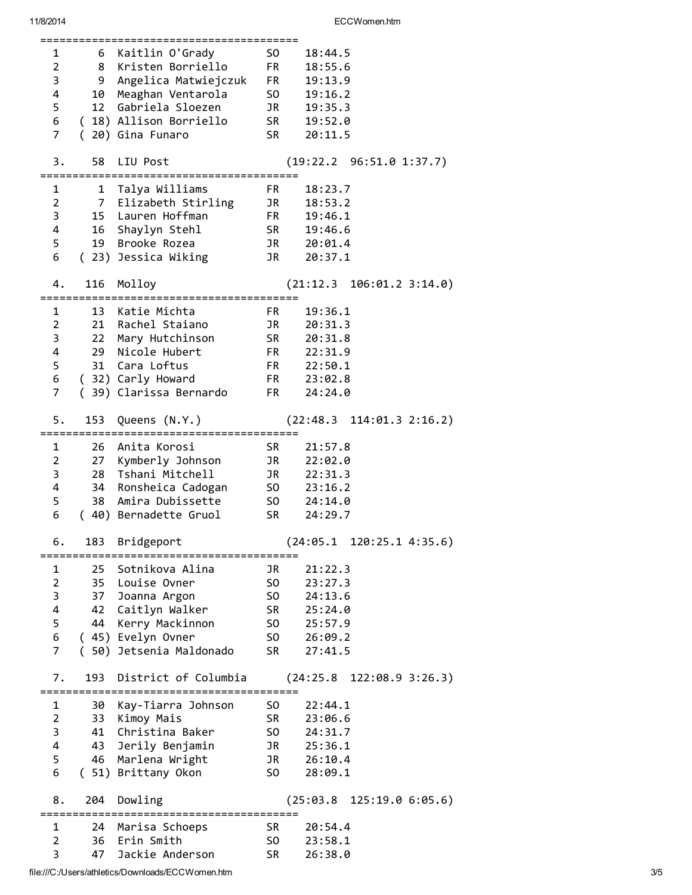```
=======================================
  1      6  Kaitlin O'Grady       SO    18:44.5
  2      8  Kristen Borriello     FR    18:55.6
  3      9  Angelica Matwiejczuk  FR    19:13.9
  4     10  Meaghan Ventarola     SO    19:16.2
  5     12  Gabriela Sloezen      JR    19:35.3
  6   ( 18) Allison Borriello     SR    19:52.0
  7   ( 20) Gina Funaro           SR    20:11.5

  3.    58  LIU Post                  (19:22.2  96:51.0 1:37.7)
=======================================
  1      1  Talya Williams        FR    18:23.7
  2      7  Elizabeth Stirling    JR    18:53.2
  3     15  Lauren Hoffman        FR    19:46.1
  4     16  Shaylyn Stehl         SR    19:46.6
  5     19  Brooke Rozea          JR    20:01.4
  6   ( 23) Jessica Wiking        JR    20:37.1

  4.   116  Molloy                    (21:12.3  106:01.2 3:14.0)
=======================================
  1     13  Katie Michta          FR    19:36.1
  2     21  Rachel Staiano        JR    20:31.3
  3     22  Mary Hutchinson       SR    20:31.8
  4     29  Nicole Hubert         FR    22:31.9
  5     31  Cara Loftus           FR    22:50.1
  6   ( 32) Carly Howard          FR    23:02.8
  7   ( 39) Clarissa Bernardo     FR    24:24.0

  5.   153  Queens (N.Y.)             (22:48.3  114:01.3 2:16.2)
=======================================
  1     26  Anita Korosi          SR    21:57.8
  2     27  Kymberly Johnson      JR    22:02.0
  3     28  Tshani Mitchell       JR    22:31.3
  4     34  Ronsheica Cadogan     SO    23:16.2
  5     38  Amira Dubissette      SO    24:14.0
  6   ( 40) Bernadette Gruol      SR    24:29.7

  6.   183  Bridgeport                (24:05.1  120:25.1 4:35.6)
=======================================
  1     25  Sotnikova Alina       JR    21:22.3
  2     35  Louise Ovner          SO    23:27.3
  3     37  Joanna Argon          SO    24:13.6
  4     42  Caitlyn Walker        SR    25:24.0
  5     44  Kerry Mackinnon       SO    25:57.9
  6   ( 45) Evelyn Ovner          SO    26:09.2
  7   ( 50) Jetsenia Maldonado    SR    27:41.5

  7.   193  District of Columbia      (24:25.8  122:08.9 3:26.3)
=======================================
  1     30  Kay-Tiarra Johnson    SO    22:44.1
  2     33  Kimoy Mais            SR    23:06.6
  3     41  Christina Baker       SO    24:31.7
  4     43  Jerily Benjamin       JR    25:36.1
  5     46  Marlena Wright        JR    26:10.4
  6   ( 51) Brittany Okon         SO    28:09.1

  8.   204  Dowling                   (25:03.8  125:19.0 6:05.6)
=======================================
  1     24  Marisa Schoeps        SR    20:54.4
  2     36  Erin Smith            SO    23:58.1
  3     47  Jackie Anderson       SR    26:38.0
```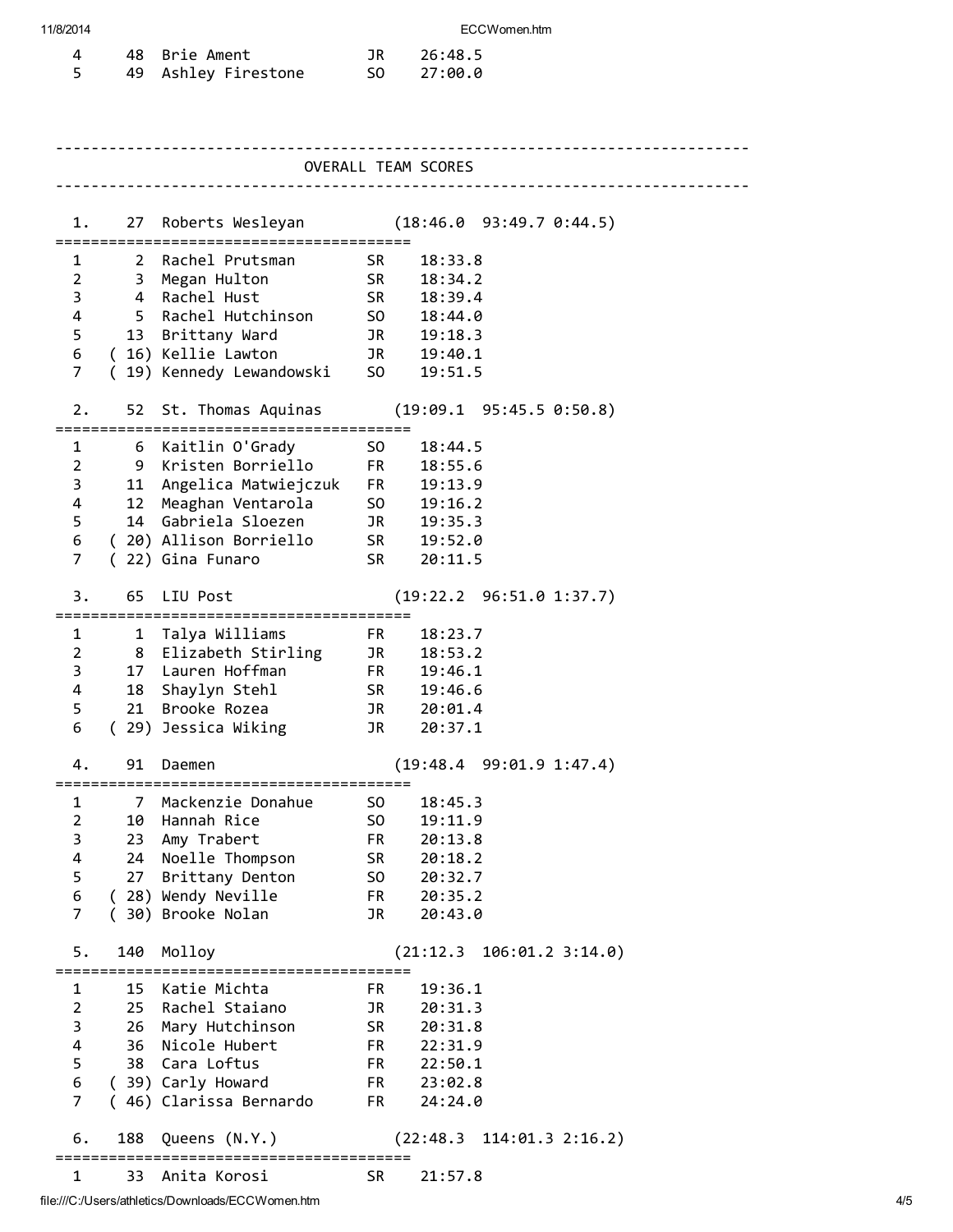```
   4     48  Brie Ament            JR    26:48.5
   5     49  Ashley Firestone      SO    27:00.0
```

## OVERALL TEAM SCORES

```
  1.    27  Roberts Wesleyan          (18:46.0  93:49.7 0:44.5)
 ========================================
  1      2  Rachel Prutsman       SR    18:33.8
  2      3  Megan Hulton          SR    18:34.2
  3      4  Rachel Hust           SR    18:39.4
  4      5  Rachel Hutchinson     SO    18:44.0
  5     13  Brittany Ward         JR    19:18.3
  6   ( 16) Kellie Lawton         JR    19:40.1
  7   ( 19) Kennedy Lewandowski   SO    19:51.5

  2.    52  St. Thomas Aquinas        (19:09.1  95:45.5 0:50.8)
 ========================================
  1      6  Kaitlin O'Grady       SO    18:44.5
  2      9  Kristen Borriello     FR    18:55.6
  3     11  Angelica Matwiejczuk  FR    19:13.9
  4     12  Meaghan Ventarola     SO    19:16.2
  5     14  Gabriela Sloezen      JR    19:35.3
  6   ( 20) Allison Borriello     SR    19:52.0
  7   ( 22) Gina Funaro           SR    20:11.5

  3.    65  LIU Post                  (19:22.2  96:51.0 1:37.7)
 ========================================
  1      1  Talya Williams        FR    18:23.7
  2      8  Elizabeth Stirling    JR    18:53.2
  3     17  Lauren Hoffman        FR    19:46.1
  4     18  Shaylyn Stehl         SR    19:46.6
  5     21  Brooke Rozea          JR    20:01.4
  6   ( 29) Jessica Wiking        JR    20:37.1

  4.    91  Daemen                    (19:48.4  99:01.9 1:47.4)
 ========================================
  1      7  Mackenzie Donahue     SO    18:45.3
  2     10  Hannah Rice           SO    19:11.9
  3     23  Amy Trabert           FR    20:13.8
  4     24  Noelle Thompson       SR    20:18.2
  5     27  Brittany Denton       SO    20:32.7
  6   ( 28) Wendy Neville         FR    20:35.2
  7   ( 30) Brooke Nolan          JR    20:43.0

  5.   140  Molloy                    (21:12.3  106:01.2 3:14.0)
 ========================================
  1     15  Katie Michta          FR    19:36.1
  2     25  Rachel Staiano        JR    20:31.3
  3     26  Mary Hutchinson       SR    20:31.8
  4     36  Nicole Hubert         FR    22:31.9
  5     38  Cara Loftus           FR    22:50.1
  6   ( 39) Carly Howard          FR    23:02.8
  7   ( 46) Clarissa Bernardo     FR    24:24.0

  6.   188  Queens (N.Y.)             (22:48.3  114:01.3 2:16.2)
 ========================================
  1     33  Anita Korosi          SR    21:57.8
```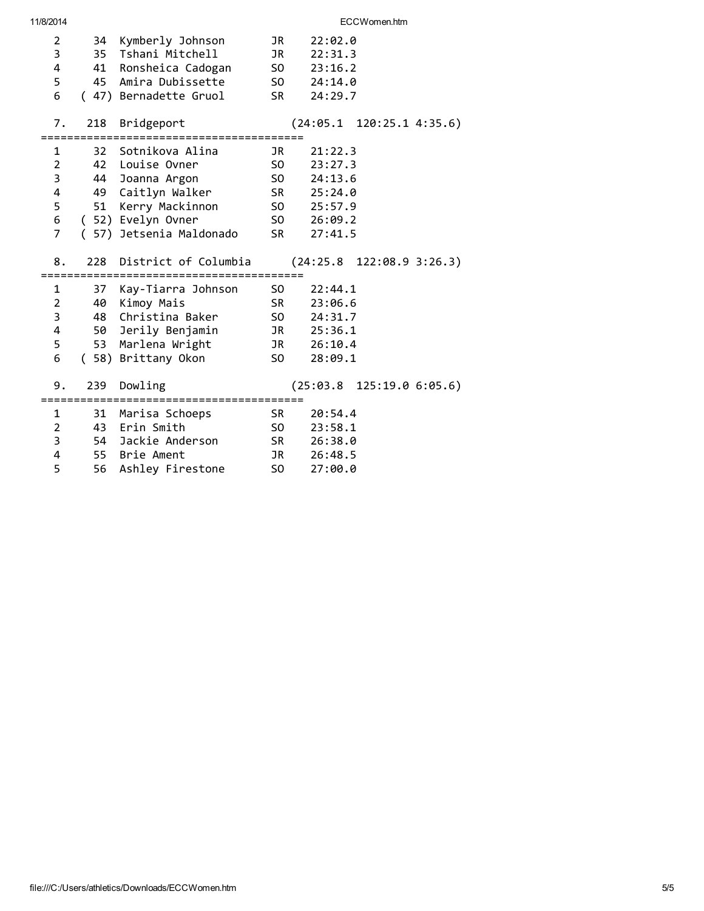```
  2     34  Kymberly Johnson       JR    22:02.0
  3     35  Tshani Mitchell        JR    22:31.3
  4     41  Ronsheica Cadogan      SO    23:16.2
  5     45  Amira Dubissette       SO    24:14.0
  6   ( 47) Bernadette Gruol       SR    24:29.7

  7.   218  Bridgeport                  (24:05.1  120:25.1 4:35.6)
=========================================
  1     32  Sotnikova Alina        JR    21:22.3
  2     42  Louise Ovner           SO    23:27.3
  3     44  Joanna Argon           SO    24:13.6
  4     49  Caitlyn Walker         SR    25:24.0
  5     51  Kerry Mackinnon        SO    25:57.9
  6   ( 52) Evelyn Ovner           SO    26:09.2
  7   ( 57) Jetsenia Maldonado     SR    27:41.5

  8.   228  District of Columbia        (24:25.8  122:08.9 3:26.3)
=========================================
  1     37  Kay-Tiarra Johnson     SO    22:44.1
  2     40  Kimoy Mais             SR    23:06.6
  3     48  Christina Baker        SO    24:31.7
  4     50  Jerily Benjamin        JR    25:36.1
  5     53  Marlena Wright         JR    26:10.4
  6   ( 58) Brittany Okon          SO    28:09.1

  9.   239  Dowling                     (25:03.8  125:19.0 6:05.6)
=========================================
  1     31  Marisa Schoeps         SR    20:54.4
  2     43  Erin Smith             SO    23:58.1
  3     54  Jackie Anderson        SR    26:38.0
  4     55  Brie Ament             JR    26:48.5
  5     56  Ashley Firestone       SO    27:00.0
```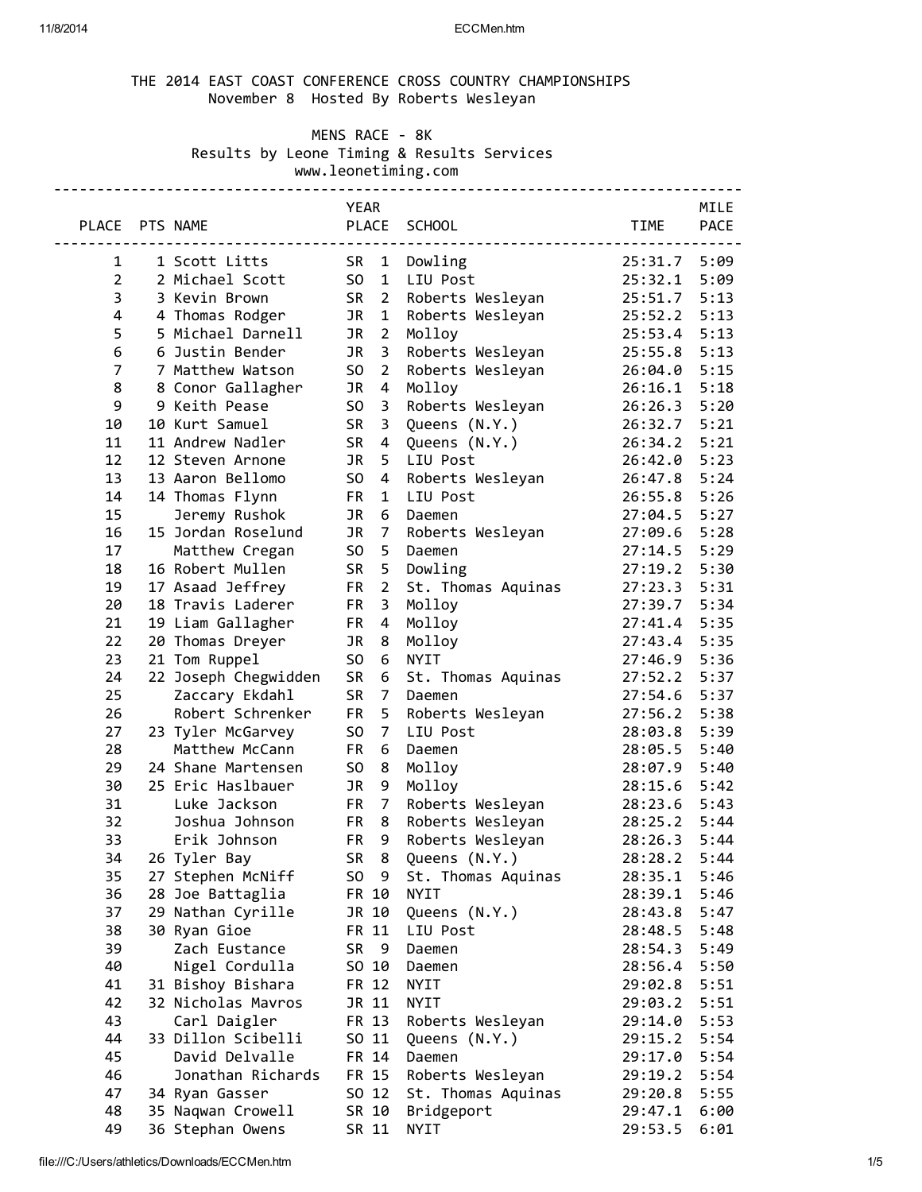# THE 2014 EAST COAST CONFERENCE CROSS COUNTRY CHAMPIONSHIPS

November 8 Hosted By Roberts Wesleyan

## MENS RACE - 8K

Results by Leone Timing & Results Services
www.leonetiming.com

| PLACE | PTS | NAME | YEAR | YEAR PLACE | SCHOOL | TIME | MILE PACE |
|---|---|---|---|---|---|---|---|
| 1 | 1 | Scott Litts | SR | 1 | Dowling | 25:31.7 | 5:09 |
| 2 | 2 | Michael Scott | SO | 1 | LIU Post | 25:32.1 | 5:09 |
| 3 | 3 | Kevin Brown | SR | 2 | Roberts Wesleyan | 25:51.7 | 5:13 |
| 4 | 4 | Thomas Rodger | JR | 1 | Roberts Wesleyan | 25:52.2 | 5:13 |
| 5 | 5 | Michael Darnell | JR | 2 | Molloy | 25:53.4 | 5:13 |
| 6 | 6 | Justin Bender | JR | 3 | Roberts Wesleyan | 25:55.8 | 5:13 |
| 7 | 7 | Matthew Watson | SO | 2 | Roberts Wesleyan | 26:04.0 | 5:15 |
| 8 | 8 | Conor Gallagher | JR | 4 | Molloy | 26:16.1 | 5:18 |
| 9 | 9 | Keith Pease | SO | 3 | Roberts Wesleyan | 26:26.3 | 5:20 |
| 10 | 10 | Kurt Samuel | SR | 3 | Queens (N.Y.) | 26:32.7 | 5:21 |
| 11 | 11 | Andrew Nadler | SR | 4 | Queens (N.Y.) | 26:34.2 | 5:21 |
| 12 | 12 | Steven Arnone | JR | 5 | LIU Post | 26:42.0 | 5:23 |
| 13 | 13 | Aaron Bellomo | SO | 4 | Roberts Wesleyan | 26:47.8 | 5:24 |
| 14 | 14 | Thomas Flynn | FR | 1 | LIU Post | 26:55.8 | 5:26 |
| 15 | | Jeremy Rushok | JR | 6 | Daemen | 27:04.5 | 5:27 |
| 16 | 15 | Jordan Roselund | JR | 7 | Roberts Wesleyan | 27:09.6 | 5:28 |
| 17 | | Matthew Cregan | SO | 5 | Daemen | 27:14.5 | 5:29 |
| 18 | 16 | Robert Mullen | SR | 5 | Dowling | 27:19.2 | 5:30 |
| 19 | 17 | Asaad Jeffrey | FR | 2 | St. Thomas Aquinas | 27:23.3 | 5:31 |
| 20 | 18 | Travis Laderer | FR | 3 | Molloy | 27:39.7 | 5:34 |
| 21 | 19 | Liam Gallagher | FR | 4 | Molloy | 27:41.4 | 5:35 |
| 22 | 20 | Thomas Dreyer | JR | 8 | Molloy | 27:43.4 | 5:35 |
| 23 | 21 | Tom Ruppel | SO | 6 | NYIT | 27:46.9 | 5:36 |
| 24 | 22 | Joseph Chegwidden | SR | 6 | St. Thomas Aquinas | 27:52.2 | 5:37 |
| 25 | | Zaccary Ekdahl | SR | 7 | Daemen | 27:54.6 | 5:37 |
| 26 | | Robert Schrenker | FR | 5 | Roberts Wesleyan | 27:56.2 | 5:38 |
| 27 | 23 | Tyler McGarvey | SO | 7 | LIU Post | 28:03.8 | 5:39 |
| 28 | | Matthew McCann | FR | 6 | Daemen | 28:05.5 | 5:40 |
| 29 | 24 | Shane Martensen | SO | 8 | Molloy | 28:07.9 | 5:40 |
| 30 | 25 | Eric Haslbauer | JR | 9 | Molloy | 28:15.6 | 5:42 |
| 31 | | Luke Jackson | FR | 7 | Roberts Wesleyan | 28:23.6 | 5:43 |
| 32 | | Joshua Johnson | FR | 8 | Roberts Wesleyan | 28:25.2 | 5:44 |
| 33 | | Erik Johnson | FR | 9 | Roberts Wesleyan | 28:26.3 | 5:44 |
| 34 | 26 | Tyler Bay | SR | 8 | Queens (N.Y.) | 28:28.2 | 5:44 |
| 35 | 27 | Stephen McNiff | SO | 9 | St. Thomas Aquinas | 28:35.1 | 5:46 |
| 36 | 28 | Joe Battaglia | FR | 10 | NYIT | 28:39.1 | 5:46 |
| 37 | 29 | Nathan Cyrille | JR | 10 | Queens (N.Y.) | 28:43.8 | 5:47 |
| 38 | 30 | Ryan Gioe | FR | 11 | LIU Post | 28:48.5 | 5:48 |
| 39 | | Zach Eustance | SR | 9 | Daemen | 28:54.3 | 5:49 |
| 40 | | Nigel Cordulla | SO | 10 | Daemen | 28:56.4 | 5:50 |
| 41 | 31 | Bishoy Bishara | FR | 12 | NYIT | 29:02.8 | 5:51 |
| 42 | 32 | Nicholas Mavros | JR | 11 | NYIT | 29:03.2 | 5:51 |
| 43 | | Carl Daigler | FR | 13 | Roberts Wesleyan | 29:14.0 | 5:53 |
| 44 | 33 | Dillon Scibelli | SO | 11 | Queens (N.Y.) | 29:15.2 | 5:54 |
| 45 | | David Delvalle | FR | 14 | Daemen | 29:17.0 | 5:54 |
| 46 | | Jonathan Richards | FR | 15 | Roberts Wesleyan | 29:19.2 | 5:54 |
| 47 | 34 | Ryan Gasser | SO | 12 | St. Thomas Aquinas | 29:20.8 | 5:55 |
| 48 | 35 | Naqwan Crowell | SR | 10 | Bridgeport | 29:47.1 | 6:00 |
| 49 | 36 | Stephan Owens | SR | 11 | NYIT | 29:53.5 | 6:01 |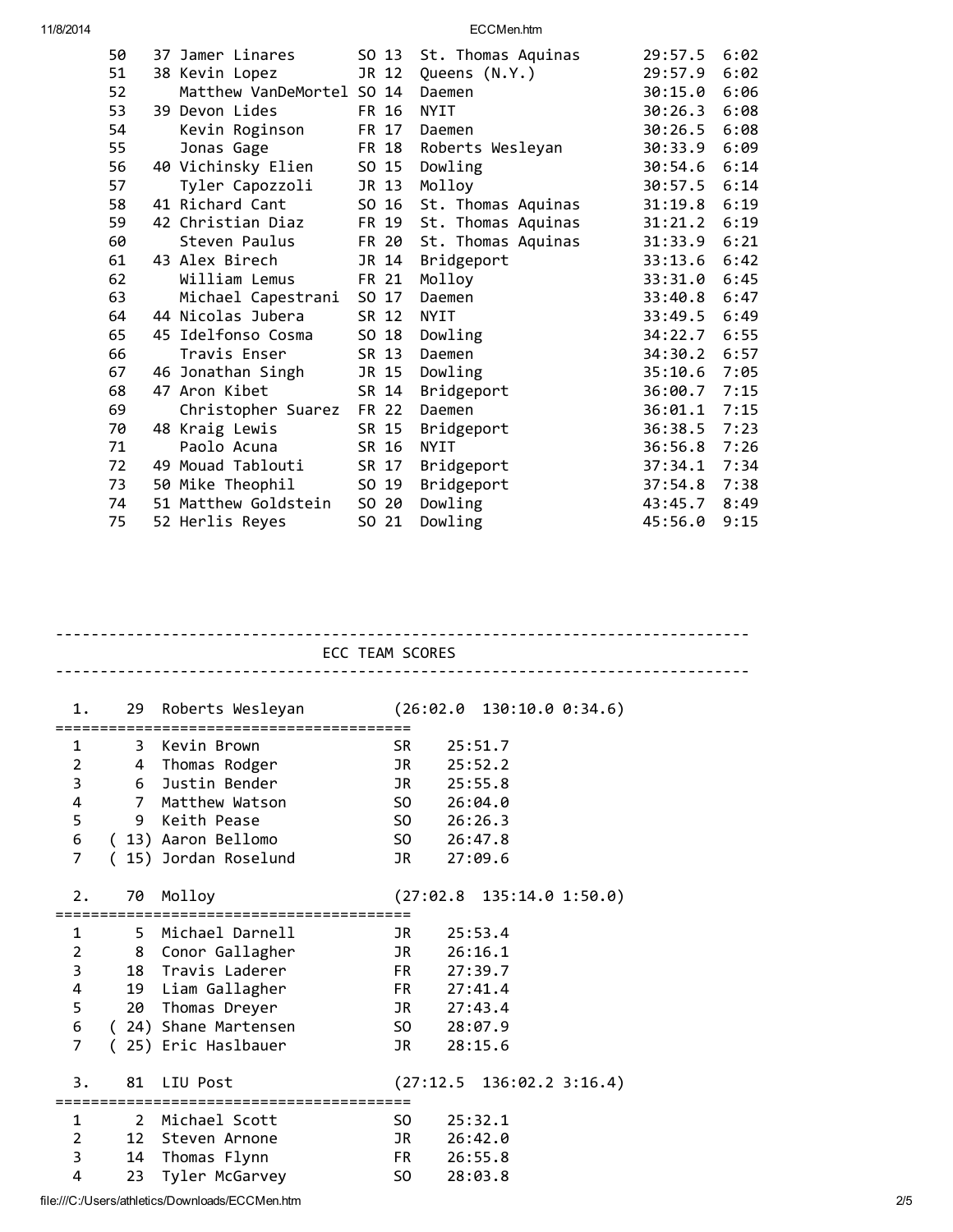| Place | Team Place | Name | Yr | # | Team | Time | Pace |
|---|---|---|---|---|---|---|---|
| 50 | 37 | Jamer Linares | SO | 13 | St. Thomas Aquinas | 29:57.5 | 6:02 |
| 51 | 38 | Kevin Lopez | JR | 12 | Queens (N.Y.) | 29:57.9 | 6:02 |
| 52 | | Matthew VanDeMortel | SO | 14 | Daemen | 30:15.0 | 6:06 |
| 53 | 39 | Devon Lides | FR | 16 | NYIT | 30:26.3 | 6:08 |
| 54 | | Kevin Roginson | FR | 17 | Daemen | 30:26.5 | 6:08 |
| 55 | | Jonas Gage | FR | 18 | Roberts Wesleyan | 30:33.9 | 6:09 |
| 56 | 40 | Vichinsky Elien | SO | 15 | Dowling | 30:54.6 | 6:14 |
| 57 | | Tyler Capozzoli | JR | 13 | Molloy | 30:57.5 | 6:14 |
| 58 | 41 | Richard Cant | SO | 16 | St. Thomas Aquinas | 31:19.8 | 6:19 |
| 59 | 42 | Christian Diaz | FR | 19 | St. Thomas Aquinas | 31:21.2 | 6:19 |
| 60 | | Steven Paulus | FR | 20 | St. Thomas Aquinas | 31:33.9 | 6:21 |
| 61 | 43 | Alex Birech | JR | 14 | Bridgeport | 33:13.6 | 6:42 |
| 62 | | William Lemus | FR | 21 | Molloy | 33:31.0 | 6:45 |
| 63 | | Michael Capestrani | SO | 17 | Daemen | 33:40.8 | 6:47 |
| 64 | 44 | Nicolas Jubera | SR | 12 | NYIT | 33:49.5 | 6:49 |
| 65 | 45 | Idelfonso Cosma | SO | 18 | Dowling | 34:22.7 | 6:55 |
| 66 | | Travis Enser | SR | 13 | Daemen | 34:30.2 | 6:57 |
| 67 | 46 | Jonathan Singh | JR | 15 | Dowling | 35:10.6 | 7:05 |
| 68 | 47 | Aron Kibet | SR | 14 | Bridgeport | 36:00.7 | 7:15 |
| 69 | | Christopher Suarez | FR | 22 | Daemen | 36:01.1 | 7:15 |
| 70 | 48 | Kraig Lewis | SR | 15 | Bridgeport | 36:38.5 | 7:23 |
| 71 | | Paolo Acuna | SR | 16 | NYIT | 36:56.8 | 7:26 |
| 72 | 49 | Mouad Tablouti | SR | 17 | Bridgeport | 37:34.1 | 7:34 |
| 73 | 50 | Mike Theophil | SO | 19 | Bridgeport | 37:54.8 | 7:38 |
| 74 | 51 | Matthew Goldstein | SO | 20 | Dowling | 43:45.7 | 8:49 |
| 75 | 52 | Herlis Reyes | SO | 21 | Dowling | 45:56.0 | 9:15 |

## ECC TEAM SCORES

**1. 29 Roberts Wesleyan (26:02.0 130:10.0 0:34.6)**

| | Place | Name | Yr | Time |
|---|---|---|---|---|
| 1 | 3 | Kevin Brown | SR | 25:51.7 |
| 2 | 4 | Thomas Rodger | JR | 25:52.2 |
| 3 | 6 | Justin Bender | JR | 25:55.8 |
| 4 | 7 | Matthew Watson | SO | 26:04.0 |
| 5 | 9 | Keith Pease | SO | 26:26.3 |
| 6 | (13) | Aaron Bellomo | SO | 26:47.8 |
| 7 | (15) | Jordan Roselund | JR | 27:09.6 |

**2. 70 Molloy (27:02.8 135:14.0 1:50.0)**

| | Place | Name | Yr | Time |
|---|---|---|---|---|
| 1 | 5 | Michael Darnell | JR | 25:53.4 |
| 2 | 8 | Conor Gallagher | JR | 26:16.1 |
| 3 | 18 | Travis Laderer | FR | 27:39.7 |
| 4 | 19 | Liam Gallagher | FR | 27:41.4 |
| 5 | 20 | Thomas Dreyer | JR | 27:43.4 |
| 6 | (24) | Shane Martensen | SO | 28:07.9 |
| 7 | (25) | Eric Haslbauer | JR | 28:15.6 |

**3. 81 LIU Post (27:12.5 136:02.2 3:16.4)**

| | Place | Name | Yr | Time |
|---|---|---|---|---|
| 1 | 2 | Michael Scott | SO | 25:32.1 |
| 2 | 12 | Steven Arnone | JR | 26:42.0 |
| 3 | 14 | Thomas Flynn | FR | 26:55.8 |
| 4 | 23 | Tyler McGarvey | SO | 28:03.8 |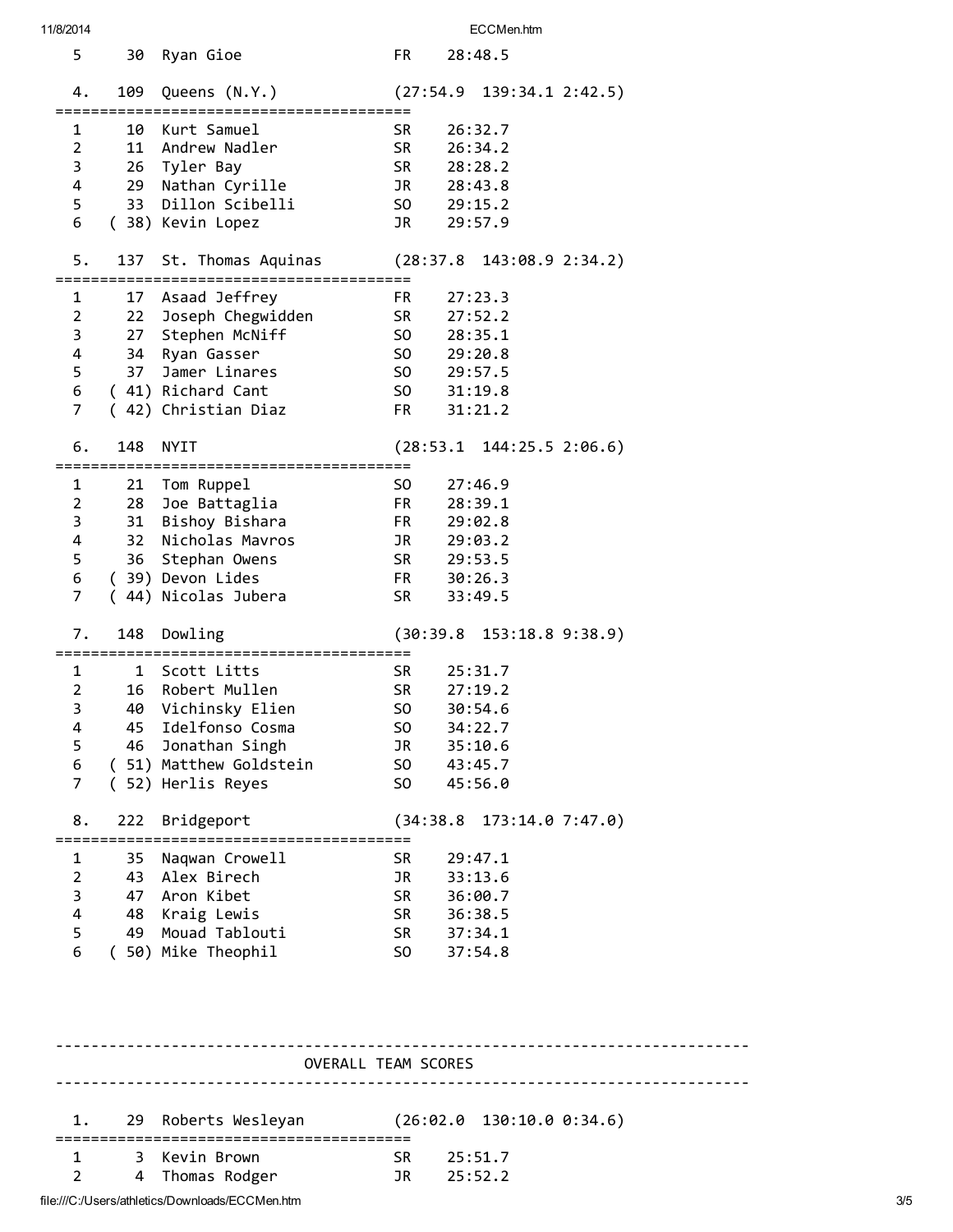```
  5      30  Ryan Gioe                  FR    28:48.5

  4.    109  Queens (N.Y.)             (27:54.9  139:34.1 2:42.5)
=======================================
  1      10  Kurt Samuel                SR    26:32.7
  2      11  Andrew Nadler              SR    26:34.2
  3      26  Tyler Bay                  SR    28:28.2
  4      29  Nathan Cyrille             JR    28:43.8
  5      33  Dillon Scibelli            SO    29:15.2
  6    ( 38) Kevin Lopez                JR    29:57.9

  5.    137  St. Thomas Aquinas        (28:37.8  143:08.9 2:34.2)
=======================================
  1      17  Asaad Jeffrey              FR    27:23.3
  2      22  Joseph Chegwidden          SR    27:52.2
  3      27  Stephen McNiff             SO    28:35.1
  4      34  Ryan Gasser                SO    29:20.8
  5      37  Jamer Linares              SO    29:57.5
  6    ( 41) Richard Cant               SO    31:19.8
  7    ( 42) Christian Diaz             FR    31:21.2

  6.    148  NYIT                      (28:53.1  144:25.5 2:06.6)
=======================================
  1      21  Tom Ruppel                 SO    27:46.9
  2      28  Joe Battaglia              FR    28:39.1
  3      31  Bishoy Bishara             FR    29:02.8
  4      32  Nicholas Mavros            JR    29:03.2
  5      36  Stephan Owens              SR    29:53.5
  6    ( 39) Devon Lides                FR    30:26.3
  7    ( 44) Nicolas Jubera             SR    33:49.5

  7.    148  Dowling                   (30:39.8  153:18.8 9:38.9)
=======================================
  1       1  Scott Litts                SR    25:31.7
  2      16  Robert Mullen              SR    27:19.2
  3      40  Vichinsky Elien            SO    30:54.6
  4      45  Idelfonso Cosma            SO    34:22.7
  5      46  Jonathan Singh             JR    35:10.6
  6    ( 51) Matthew Goldstein          SO    43:45.7
  7    ( 52) Herlis Reyes               SO    45:56.0

  8.    222  Bridgeport                (34:38.8  173:14.0 7:47.0)
=======================================
  1      35  Naqwan Crowell             SR    29:47.1
  2      43  Alex Birech                JR    33:13.6
  3      47  Aron Kibet                 SR    36:00.7
  4      48  Kraig Lewis                SR    36:38.5
  5      49  Mouad Tablouti             SR    37:34.1
  6    ( 50) Mike Theophil              SO    37:54.8



-----------------------------------------------------------------------------
                              OVERALL TEAM SCORES
-----------------------------------------------------------------------------

  1.     29  Roberts Wesleyan          (26:02.0  130:10.0 0:34.6)
=======================================
  1       3  Kevin Brown                SR    25:51.7
  2       4  Thomas Rodger              JR    25:52.2
```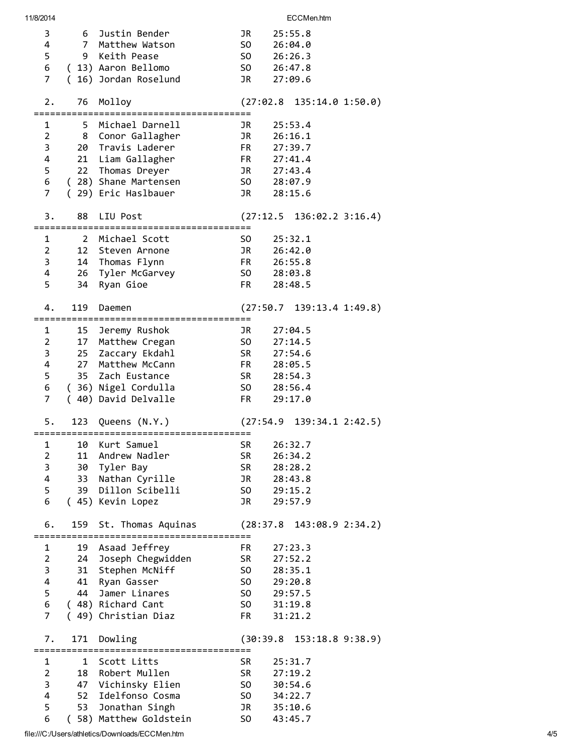```
   3      6  Justin Bender             JR    25:55.8
   4      7  Matthew Watson            SO    26:04.0
   5      9  Keith Pease               SO    26:26.3
   6    ( 13) Aaron Bellomo            SO    26:47.8
   7    ( 16) Jordan Roselund          JR    27:09.6

  2.     76  Molloy                   (27:02.8  135:14.0 1:50.0)
  ========================================
   1      5  Michael Darnell           JR    25:53.4
   2      8  Conor Gallagher           JR    26:16.1
   3     20  Travis Laderer            FR    27:39.7
   4     21  Liam Gallagher            FR    27:41.4
   5     22  Thomas Dreyer             JR    27:43.4
   6    ( 28) Shane Martensen          SO    28:07.9
   7    ( 29) Eric Haslbauer           JR    28:15.6

  3.     88  LIU Post                 (27:12.5  136:02.2 3:16.4)
  ========================================
   1      2  Michael Scott             SO    25:32.1
   2     12  Steven Arnone             JR    26:42.0
   3     14  Thomas Flynn              FR    26:55.8
   4     26  Tyler McGarvey            SO    28:03.8
   5     34  Ryan Gioe                 FR    28:48.5

  4.    119  Daemen                   (27:50.7  139:13.4 1:49.8)
  ========================================
   1     15  Jeremy Rushok             JR    27:04.5
   2     17  Matthew Cregan            SO    27:14.5
   3     25  Zaccary Ekdahl            SR    27:54.6
   4     27  Matthew McCann            FR    28:05.5
   5     35  Zach Eustance             SR    28:54.3
   6    ( 36) Nigel Cordulla           SO    28:56.4
   7    ( 40) David Delvalle           FR    29:17.0

  5.    123  Queens (N.Y.)            (27:54.9  139:34.1 2:42.5)
  ========================================
   1     10  Kurt Samuel               SR    26:32.7
   2     11  Andrew Nadler             SR    26:34.2
   3     30  Tyler Bay                 SR    28:28.2
   4     33  Nathan Cyrille            JR    28:43.8
   5     39  Dillon Scibelli           SO    29:15.2
   6    ( 45) Kevin Lopez              JR    29:57.9

  6.    159  St. Thomas Aquinas       (28:37.8  143:08.9 2:34.2)
  ========================================
   1     19  Asaad Jeffrey             FR    27:23.3
   2     24  Joseph Chegwidden         SR    27:52.2
   3     31  Stephen McNiff            SO    28:35.1
   4     41  Ryan Gasser               SO    29:20.8
   5     44  Jamer Linares             SO    29:57.5
   6    ( 48) Richard Cant             SO    31:19.8
   7    ( 49) Christian Diaz           FR    31:21.2

  7.    171  Dowling                  (30:39.8  153:18.8 9:38.9)
  ========================================
   1      1  Scott Litts               SR    25:31.7
   2     18  Robert Mullen             SR    27:19.2
   3     47  Vichinsky Elien           SO    30:54.6
   4     52  Idelfonso Cosma           SO    34:22.7
   5     53  Jonathan Singh            JR    35:10.6
   6    ( 58) Matthew Goldstein        SO    43:45.7
```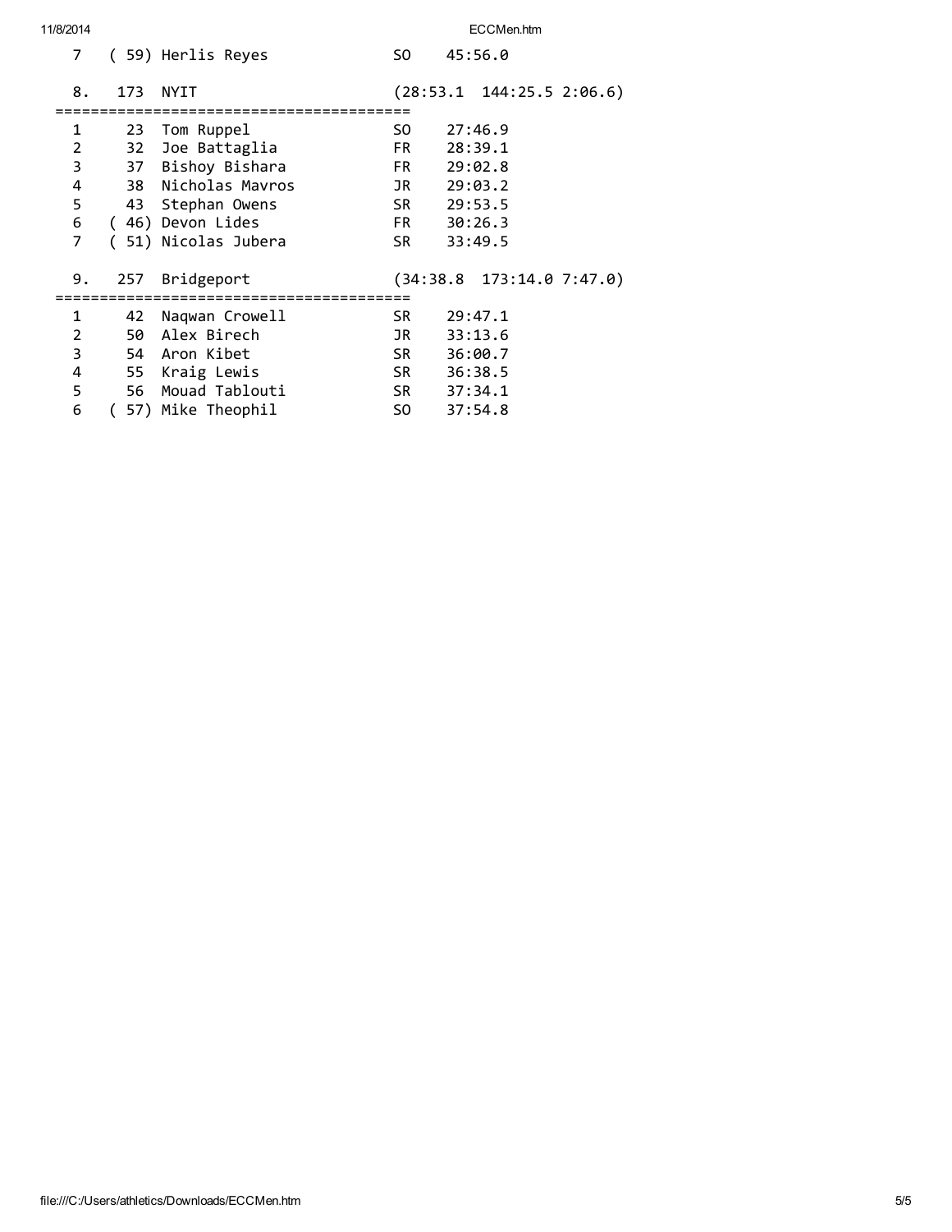```
  7   ( 59) Herlis Reyes              SO    45:56.0

  8.   173  NYIT                      (28:53.1  144:25.5 2:06.6)
========================================
  1     23  Tom Ruppel                SO    27:46.9
  2     32  Joe Battaglia             FR    28:39.1
  3     37  Bishoy Bishara            FR    29:02.8
  4     38  Nicholas Mavros           JR    29:03.2
  5     43  Stephan Owens             SR    29:53.5
  6   ( 46) Devon Lides               FR    30:26.3
  7   ( 51) Nicolas Jubera            SR    33:49.5

  9.   257  Bridgeport                (34:38.8  173:14.0 7:47.0)
========================================
  1     42  Naqwan Crowell            SR    29:47.1
  2     50  Alex Birech               JR    33:13.6
  3     54  Aron Kibet                SR    36:00.7
  4     55  Kraig Lewis               SR    36:38.5
  5     56  Mouad Tablouti            SR    37:34.1
  6   ( 57) Mike Theophil             SO    37:54.8
```